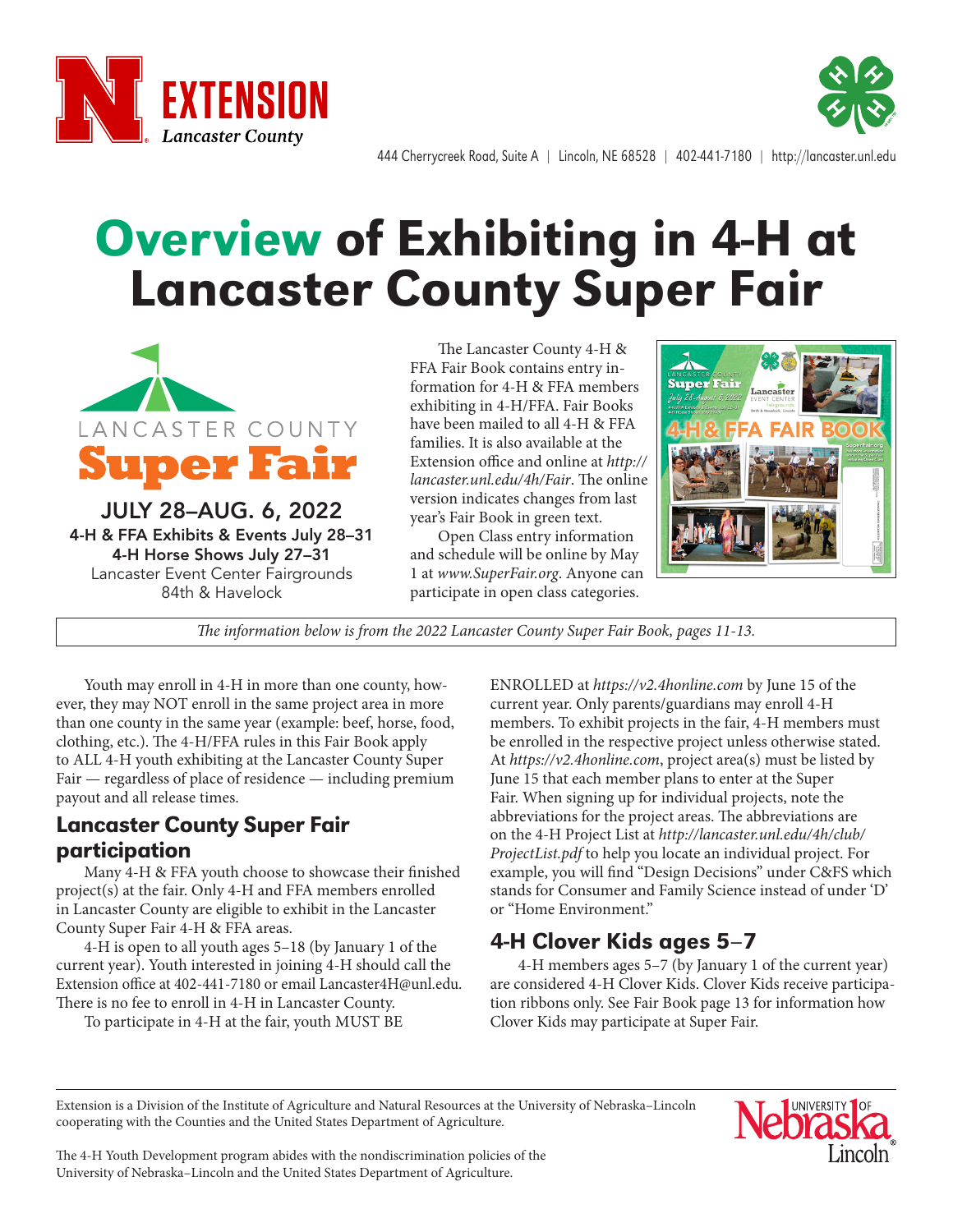EXTENSION
Lancaster County

444 Cherrycreek Road, Suite A | Lincoln, NE 68528 | 402-441-7180 | http://lancaster.unl.edu

# Overview of Exhibiting in 4-H at Lancaster County Super Fair

LANCASTER COUNTY
**Super Fair**

**JULY 28–AUG. 6, 2022**
**4-H & FFA Exhibits & Events July 28–31**
**4-H Horse Shows July 27–31**
Lancaster Event Center Fairgrounds
84th & Havelock

The Lancaster County 4-H & FFA Fair Book contains entry information for 4-H & FFA members exhibiting in 4-H/FFA. Fair Books have been mailed to all 4-H & FFA families. It is also available at the Extension office and online at *http://lancaster.unl.edu/4h/Fair*. The online version indicates changes from last year's Fair Book in green text.

Open Class entry information and schedule will be online by May 1 at *www.SuperFair.org*. Anyone can participate in open class categories.

*The information below is from the 2022 Lancaster County Super Fair Book, pages 11-13.*

Youth may enroll in 4-H in more than one county, however, they may NOT enroll in the same project area in more than one county in the same year (example: beef, horse, food, clothing, etc.). The 4-H/FFA rules in this Fair Book apply to ALL 4-H youth exhibiting at the Lancaster County Super Fair — regardless of place of residence — including premium payout and all release times.

## Lancaster County Super Fair participation

Many 4-H & FFA youth choose to showcase their finished project(s) at the fair. Only 4-H and FFA members enrolled in Lancaster County are eligible to exhibit in the Lancaster County Super Fair 4-H & FFA areas.

4-H is open to all youth ages 5–18 (by January 1 of the current year). Youth interested in joining 4-H should call the Extension office at 402-441-7180 or email Lancaster4H@unl.edu. There is no fee to enroll in 4-H in Lancaster County.

To participate in 4-H at the fair, youth MUST BE ENROLLED at *https://v2.4honline.com* by June 15 of the current year. Only parents/guardians may enroll 4-H members. To exhibit projects in the fair, 4-H members must be enrolled in the respective project unless otherwise stated. At *https://v2.4honline.com*, project area(s) must be listed by June 15 that each member plans to enter at the Super Fair. When signing up for individual projects, note the abbreviations for the project areas. The abbreviations are on the 4-H Project List at *http://lancaster.unl.edu/4h/club/ProjectList.pdf* to help you locate an individual project. For example, you will find "Design Decisions" under C&FS which stands for Consumer and Family Science instead of under 'D' or "Home Environment."

## 4-H Clover Kids ages 5–7

4-H members ages 5–7 (by January 1 of the current year) are considered 4-H Clover Kids. Clover Kids receive participation ribbons only. See Fair Book page 13 for information how Clover Kids may participate at Super Fair.

Extension is a Division of the Institute of Agriculture and Natural Resources at the University of Nebraska–Lincoln cooperating with the Counties and the United States Department of Agriculture.

The 4-H Youth Development program abides with the nondiscrimination policies of the University of Nebraska–Lincoln and the United States Department of Agriculture.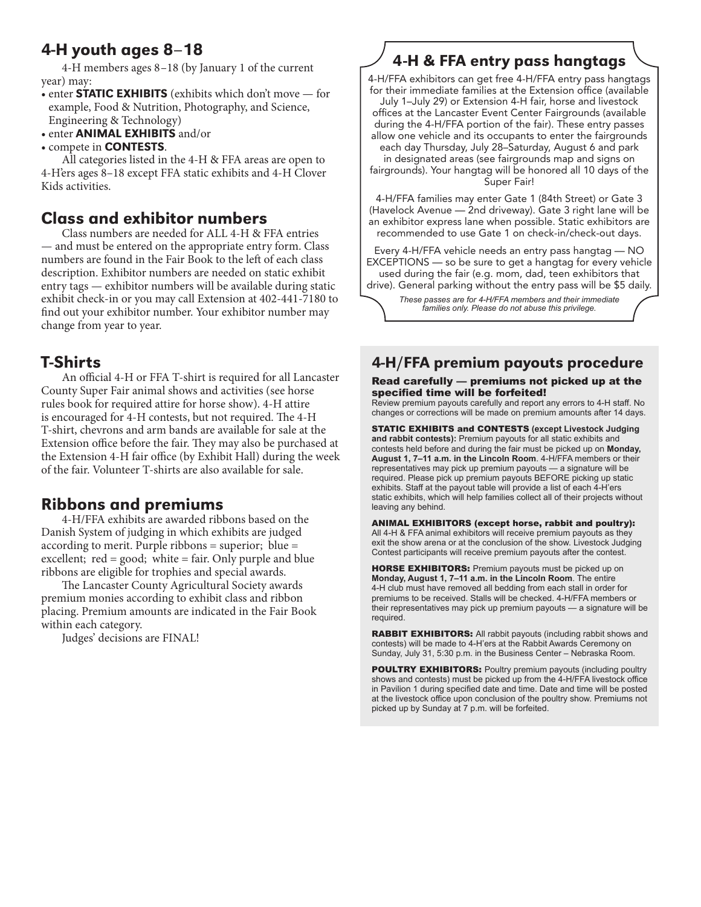## 4-H youth ages 8–18

4-H members ages 8–18 (by January 1 of the current year) may:

- enter **STATIC EXHIBITS** (exhibits which don't move — for example, Food & Nutrition, Photography, and Science, Engineering & Technology)
- enter **ANIMAL EXHIBITS** and/or
- compete in **CONTESTS**.

All categories listed in the 4-H & FFA areas are open to 4-H'ers ages 8–18 except FFA static exhibits and 4-H Clover Kids activities.

## Class and exhibitor numbers

Class numbers are needed for ALL 4-H & FFA entries — and must be entered on the appropriate entry form. Class numbers are found in the Fair Book to the left of each class description. Exhibitor numbers are needed on static exhibit entry tags — exhibitor numbers will be available during static exhibit check-in or you may call Extension at 402-441-7180 to find out your exhibitor number. Your exhibitor number may change from year to year.

## T-Shirts

An official 4-H or FFA T-shirt is required for all Lancaster County Super Fair animal shows and activities (see horse rules book for required attire for horse show). 4-H attire is encouraged for 4-H contests, but not required. The 4-H T-shirt, chevrons and arm bands are available for sale at the Extension office before the fair. They may also be purchased at the Extension 4-H fair office (by Exhibit Hall) during the week of the fair. Volunteer T-shirts are also available for sale.

## Ribbons and premiums

4-H/FFA exhibits are awarded ribbons based on the Danish System of judging in which exhibits are judged according to merit. Purple ribbons = superior; blue = excellent; red = good; white = fair. Only purple and blue ribbons are eligible for trophies and special awards.

The Lancaster County Agricultural Society awards premium monies according to exhibit class and ribbon placing. Premium amounts are indicated in the Fair Book within each category.

Judges' decisions are FINAL!

## 4-H & FFA entry pass hangtags

4-H/FFA exhibitors can get free 4-H/FFA entry pass hangtags for their immediate families at the Extension office (available July 1–July 29) or Extension 4-H fair, horse and livestock offices at the Lancaster Event Center Fairgrounds (available during the 4-H/FFA portion of the fair). These entry passes allow one vehicle and its occupants to enter the fairgrounds each day Thursday, July 28–Saturday, August 6 and park in designated areas (see fairgrounds map and signs on fairgrounds). Your hangtag will be honored all 10 days of the Super Fair!

4-H/FFA families may enter Gate 1 (84th Street) or Gate 3 (Havelock Avenue — 2nd driveway). Gate 3 right lane will be an exhibitor express lane when possible. Static exhibitors are recommended to use Gate 1 on check-in/check-out days.

Every 4-H/FFA vehicle needs an entry pass hangtag — NO EXCEPTIONS — so be sure to get a hangtag for every vehicle used during the fair (e.g. mom, dad, teen exhibitors that drive). General parking without the entry pass will be $5 daily.

*These passes are for 4-H/FFA members and their immediate families only. Please do not abuse this privilege.*

## 4-H/FFA premium payouts procedure

**Read carefully — premiums not picked up at the specified time will be forfeited!**

Review premium payouts carefully and report any errors to 4-H staff. No changes or corrections will be made on premium amounts after 14 days.

**STATIC EXHIBITS and CONTESTS (except Livestock Judging and rabbit contests):** Premium payouts for all static exhibits and contests held before and during the fair must be picked up on **Monday, August 1, 7–11 a.m. in the Lincoln Room**. 4-H/FFA members or their representatives may pick up premium payouts — a signature will be required. Please pick up premium payouts BEFORE picking up static exhibits. Staff at the payout table will provide a list of each 4-H'ers static exhibits, which will help families collect all of their projects without leaving any behind.

**ANIMAL EXHIBITORS (except horse, rabbit and poultry):** All 4-H & FFA animal exhibitors will receive premium payouts as they exit the show arena or at the conclusion of the show. Livestock Judging Contest participants will receive premium payouts after the contest.

**HORSE EXHIBITORS:** Premium payouts must be picked up on **Monday, August 1, 7–11 a.m. in the Lincoln Room**. The entire 4-H club must have removed all bedding from each stall in order for premiums to be received. Stalls will be checked. 4-H/FFA members or their representatives may pick up premium payouts — a signature will be required.

**RABBIT EXHIBITORS:** All rabbit payouts (including rabbit shows and contests) will be made to 4-H'ers at the Rabbit Awards Ceremony on Sunday, July 31, 5:30 p.m. in the Business Center – Nebraska Room.

**POULTRY EXHIBITORS:** Poultry premium payouts (including poultry shows and contests) must be picked up from the 4-H/FFA livestock office in Pavilion 1 during specified date and time. Date and time will be posted at the livestock office upon conclusion of the poultry show. Premiums not picked up by Sunday at 7 p.m. will be forfeited.